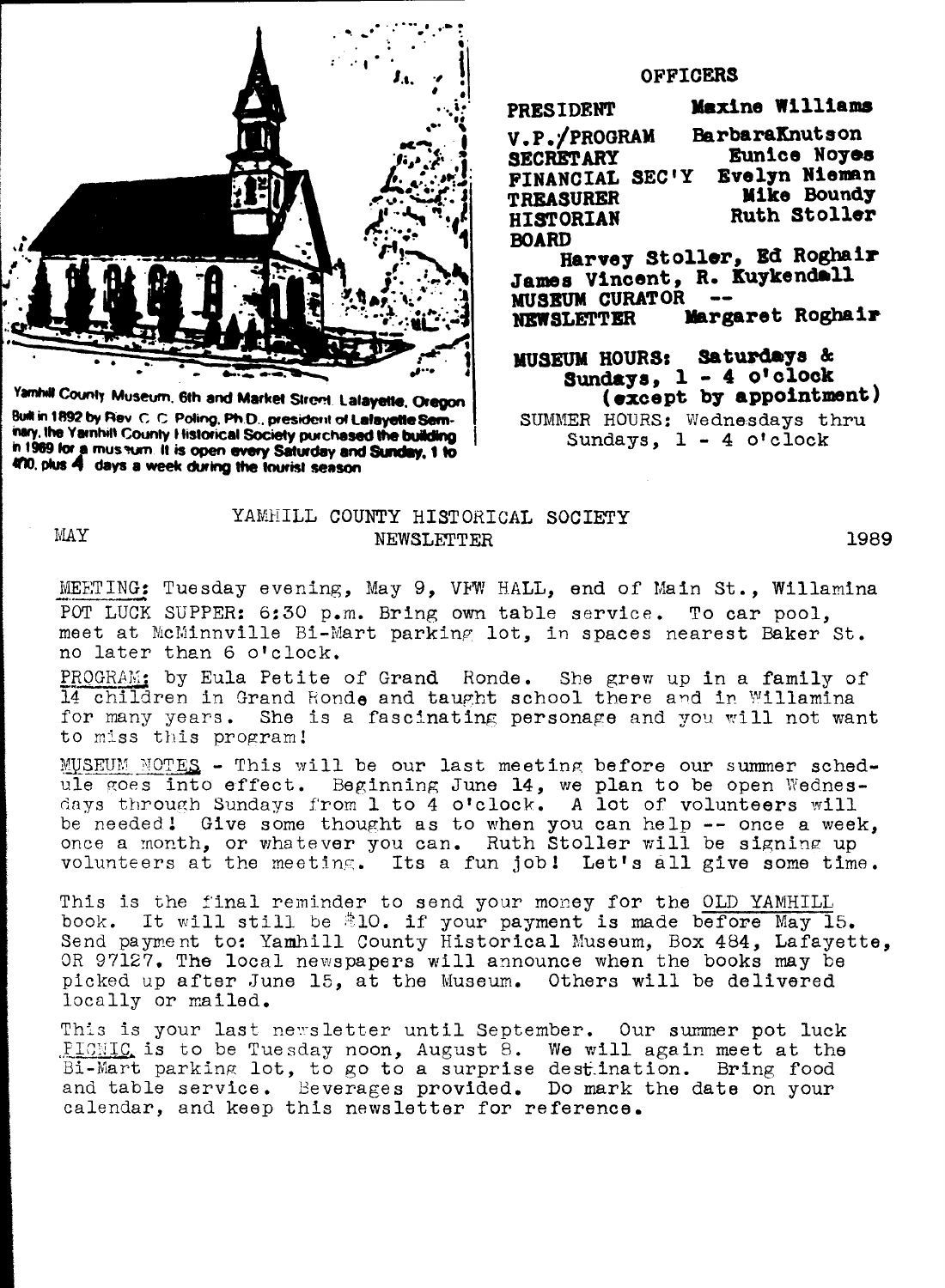Yamhill County Museum, 6th and Market Street, Lafayette, Oregon
Built in 1892 by Rev. C. C. Poling, Ph.D., president of Lafayette Seminary, the Yamhill County Historical Society purchased the building in 1969 for a museum. It is open every Saturday and Sunday, 1 to 4:00, plus 4 days a week during the tourist season

## OFFICERS

**PRESIDENT** Maxine Williams
**V.P./PROGRAM** BarbaraKnutson
**SECRETARY** Eunice Noyes
**FINANCIAL SEC'Y** Evelyn Nieman
**TREASURER** Mike Boundy
**HISTORIAN** Ruth Stoller
**BOARD**
Harvey Stoller, Ed Roghair
James Vincent, R. Kuykendall
**MUSEUM CURATOR** --
**NEWSLETTER** Margaret Roghair

**MUSEUM HOURS: Saturdays & Sundays, 1 - 4 o'clock (except by appointment)**
SUMMER HOURS: Wednesdays thru Sundays, 1 - 4 o'clock

# YAMHILL COUNTY HISTORICAL SOCIETY NEWSLETTER

MAY 1989

MEETING: Tuesday evening, May 9, VFW HALL, end of Main St., Willamina
POT LUCK SUPPER: 6:30 p.m. Bring own table service. To car pool, meet at McMinnville Bi-Mart parking lot, in spaces nearest Baker St. no later than 6 o'clock.

PROGRAM: by Eula Petite of Grand Ronde. She grew up in a family of 14 children in Grand Ronde and taught school there and in Willamina for many years. She is a fascinating personage and you will not want to miss this program!

MUSEUM NOTES - This will be our last meeting before our summer schedule goes into effect. Beginning June 14, we plan to be open Wednesdays through Sundays from 1 to 4 o'clock. A lot of volunteers will be needed! Give some thought as to when you can help -- once a week, once a month, or whatever you can. Ruth Stoller will be signing up volunteers at the meeting. Its a fun job! Let's all give some time.

This is the final reminder to send your money for the OLD YAMHILL book. It will still be $10. if your payment is made before May 15. Send payment to: Yamhill County Historical Museum, Box 484, Lafayette, OR 97127. The local newspapers will announce when the books may be picked up after June 15, at the Museum. Others will be delivered locally or mailed.

This is your last newsletter until September. Our summer pot luck PICNIC is to be Tuesday noon, August 8. We will again meet at the Bi-Mart parking lot, to go to a surprise destination. Bring food and table service. Beverages provided. Do mark the date on your calendar, and keep this newsletter for reference.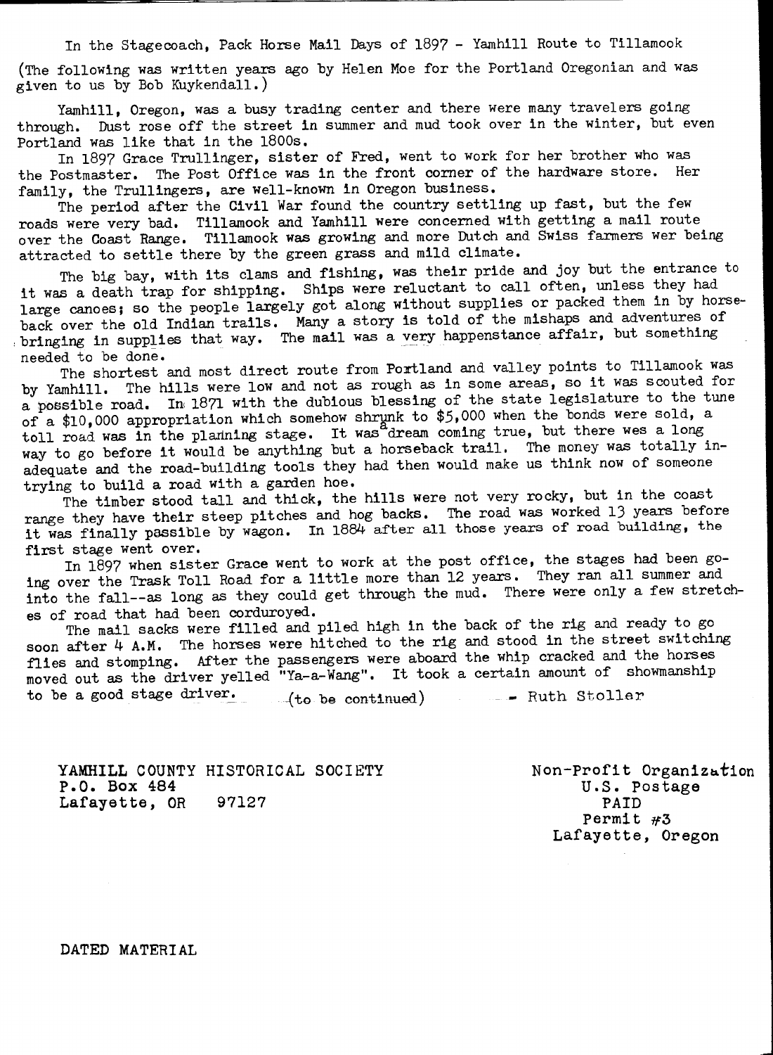In the Stagecoach, Pack Horse Mail Days of 1897 - Yamhill Route to Tillamook

(The following was written years ago by Helen Moe for the Portland Oregonian and was given to us by Bob Kuykendall.)

Yamhill, Oregon, was a busy trading center and there were many travelers going through. Dust rose off the street in summer and mud took over in the winter, but even Portland was like that in the 1800s.

In 1897 Grace Trullinger, sister of Fred, went to work for her brother who was the Postmaster. The Post Office was in the front corner of the hardware store. Her family, the Trullingers, are well-known in Oregon business.

The period after the Civil War found the country settling up fast, but the few roads were very bad. Tillamook and Yamhill were concerned with getting a mail route over the Coast Range. Tillamook was growing and more Dutch and Swiss farmers wer being attracted to settle there by the green grass and mild climate.

The big bay, with its clams and fishing, was their pride and joy but the entrance to it was a death trap for shipping. Ships were reluctant to call often, unless they had large canoes; so the people largely got along without supplies or packed them in by horseback over the old Indian trails. Many a story is told of the mishaps and adventures of bringing in supplies that way. The mail was a very happenstance affair, but something needed to be done.

The shortest and most direct route from Portland and valley points to Tillamook was by Yamhill. The hills were low and not as rough as in some areas, so it was scouted for a possible road. In 1871 with the dubious blessing of the state legislature to the tune of a $10,000 appropriation which somehow shrunk to $5,000 when the bonds were sold, a toll road was in the planning stage. It was a dream coming true, but there wes a long way to go before it would be anything but a horseback trail. The money was totally inadequate and the road-building tools they had then would make us think now of someone trying to build a road with a garden hoe.

The timber stood tall and thick, the hills were not very rocky, but in the coast range they have their steep pitches and hog backs. The road was worked 13 years before it was finally passible by wagon. In 1884 after all those years of road building, the first stage went over.

In 1897 when sister Grace went to work at the post office, the stages had been going over the Trask Toll Road for a little more than 12 years. They ran all summer and into the fall--as long as they could get through the mud. There were only a few stretches of road that had been corduroyed.

The mail sacks were filled and piled high in the back of the rig and ready to go soon after 4 A.M. The horses were hitched to the rig and stood in the street switching flies and stomping. After the passengers were aboard the whip cracked and the horses moved out as the driver yelled "Ya-a-Wang". It took a certain amount of showmanship to be a good stage driver. (to be continued) - Ruth Stoller

YAMHILL COUNTY HISTORICAL SOCIETY
P.O. Box 484
Lafayette, OR 97127

Non-Profit Organization
U.S. Postage
PAID
Permit #3
Lafayette, Oregon

DATED MATERIAL